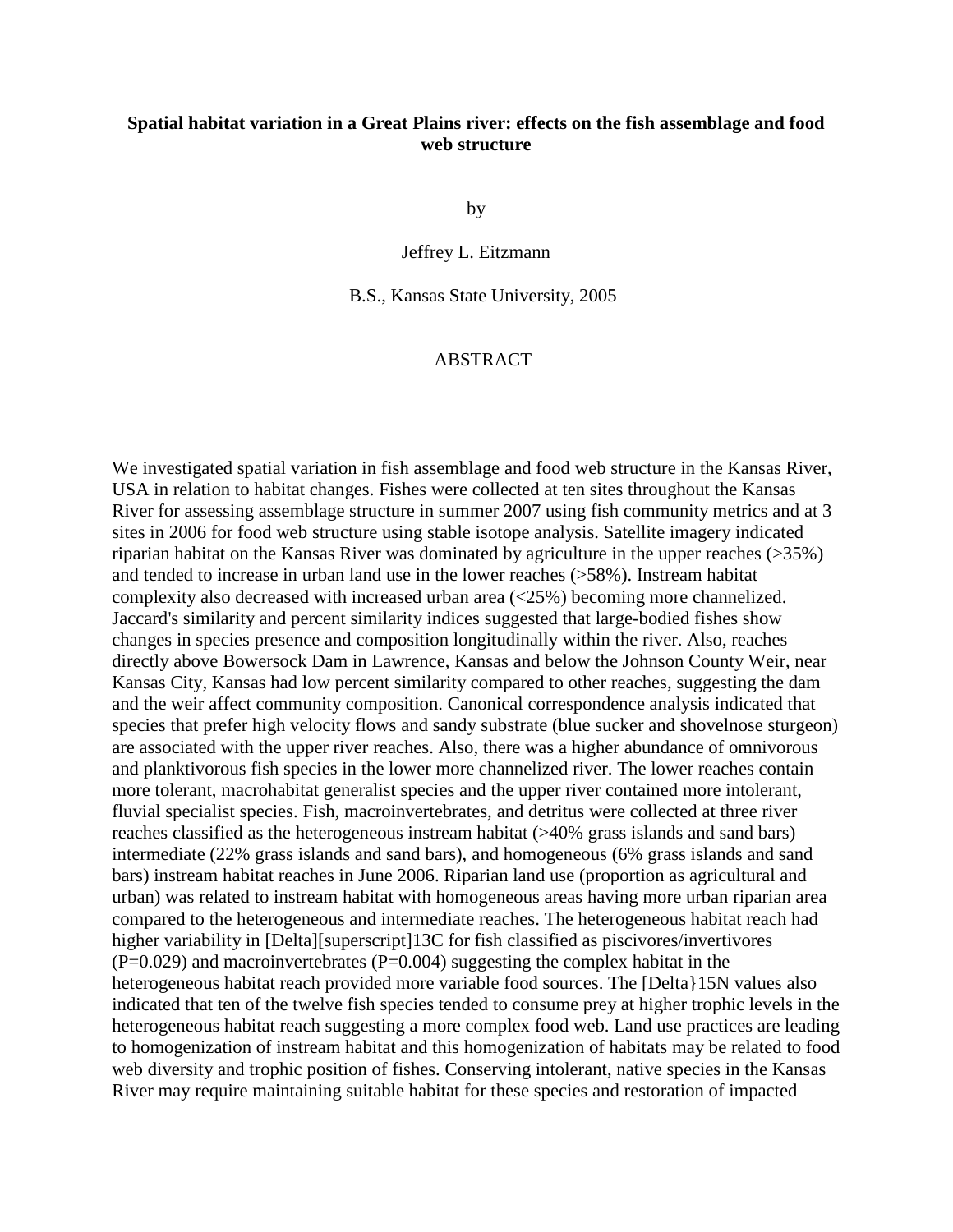**Spatial habitat variation in a Great Plains river: effects on the fish assemblage and food web structure**

by

Jeffrey L. Eitzmann

B.S., Kansas State University, 2005

ABSTRACT

We investigated spatial variation in fish assemblage and food web structure in the Kansas River, USA in relation to habitat changes. Fishes were collected at ten sites throughout the Kansas River for assessing assemblage structure in summer 2007 using fish community metrics and at 3 sites in 2006 for food web structure using stable isotope analysis. Satellite imagery indicated riparian habitat on the Kansas River was dominated by agriculture in the upper reaches (>35%) and tended to increase in urban land use in the lower reaches (>58%). Instream habitat complexity also decreased with increased urban area (<25%) becoming more channelized. Jaccard's similarity and percent similarity indices suggested that large-bodied fishes show changes in species presence and composition longitudinally within the river. Also, reaches directly above Bowersock Dam in Lawrence, Kansas and below the Johnson County Weir, near Kansas City, Kansas had low percent similarity compared to other reaches, suggesting the dam and the weir affect community composition. Canonical correspondence analysis indicated that species that prefer high velocity flows and sandy substrate (blue sucker and shovelnose sturgeon) are associated with the upper river reaches. Also, there was a higher abundance of omnivorous and planktivorous fish species in the lower more channelized river. The lower reaches contain more tolerant, macrohabitat generalist species and the upper river contained more intolerant, fluvial specialist species. Fish, macroinvertebrates, and detritus were collected at three river reaches classified as the heterogeneous instream habitat (>40% grass islands and sand bars) intermediate (22% grass islands and sand bars), and homogeneous (6% grass islands and sand bars) instream habitat reaches in June 2006. Riparian land use (proportion as agricultural and urban) was related to instream habitat with homogeneous areas having more urban riparian area compared to the heterogeneous and intermediate reaches. The heterogeneous habitat reach had higher variability in [Delta][superscript]13C for fish classified as piscivores/invertivores ($P=0.029$) and macroinvertebrates ($P=0.004$) suggesting the complex habitat in the heterogeneous habitat reach provided more variable food sources. The [Delta}15N values also indicated that ten of the twelve fish species tended to consume prey at higher trophic levels in the heterogeneous habitat reach suggesting a more complex food web. Land use practices are leading to homogenization of instream habitat and this homogenization of habitats may be related to food web diversity and trophic position of fishes. Conserving intolerant, native species in the Kansas River may require maintaining suitable habitat for these species and restoration of impacted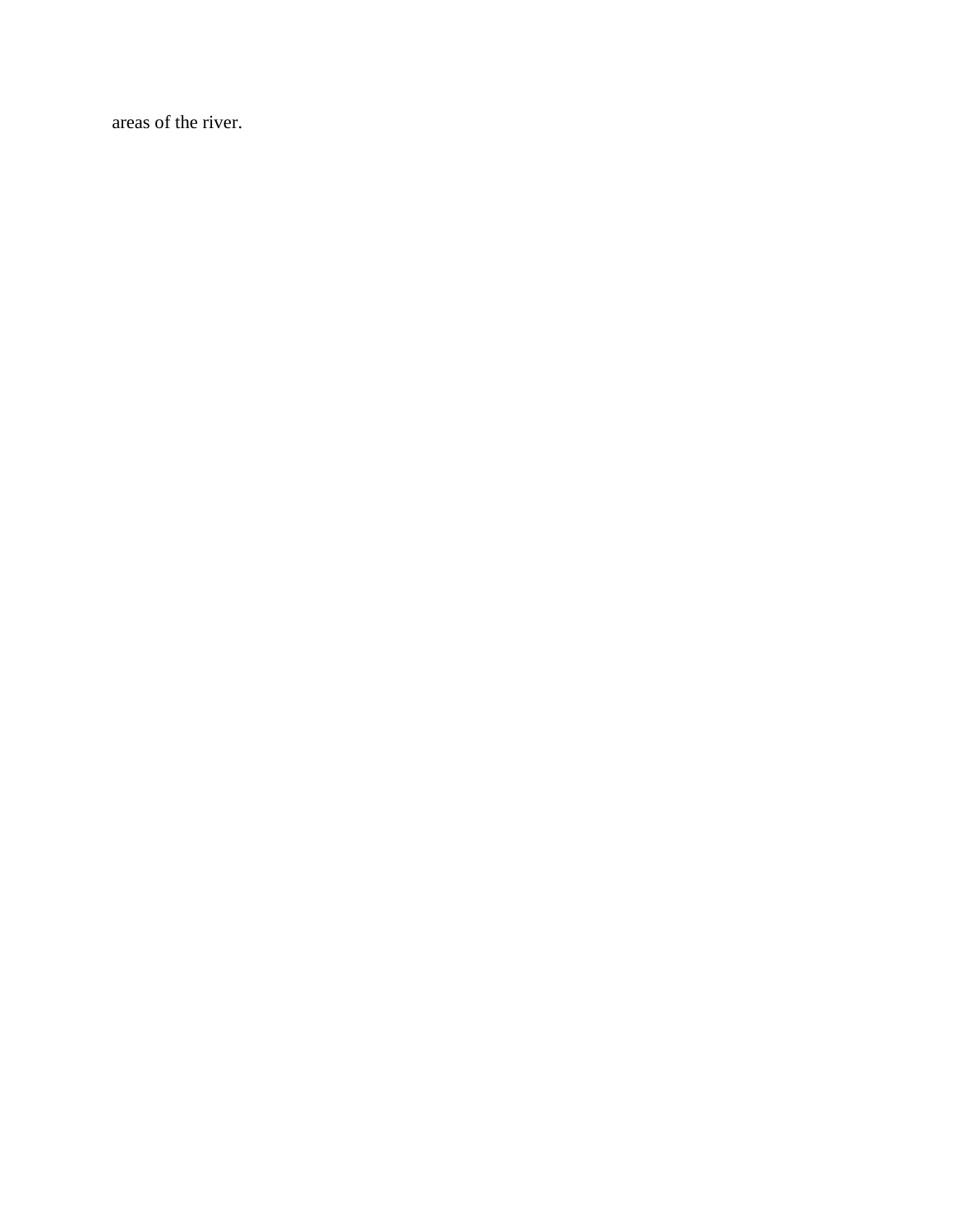areas of the river.